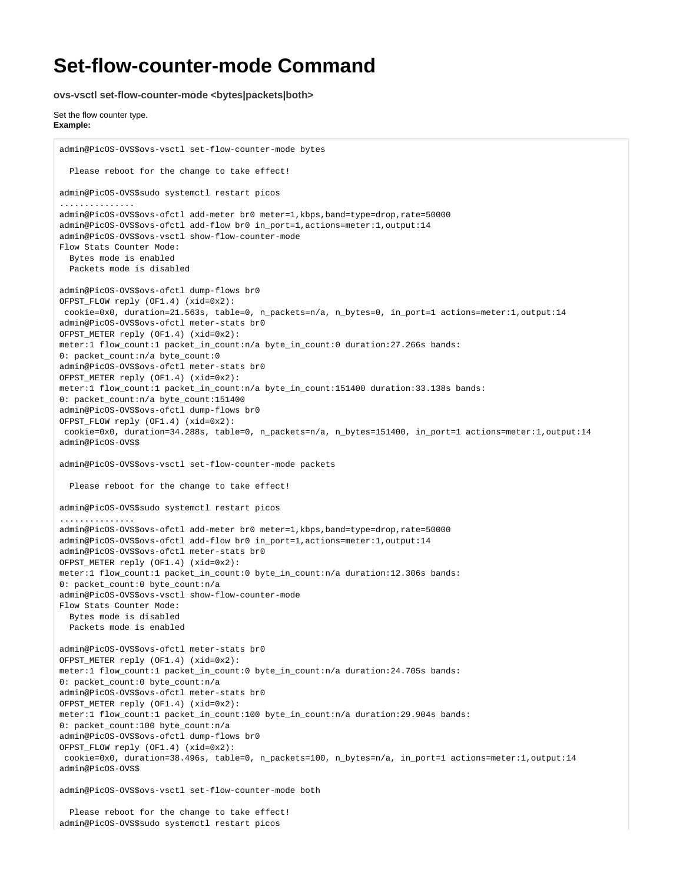# Set-flow-counter-mode Command

### ovs-vsctl set-flow-counter-mode <bytes|packets|both>

Set the flow counter type.
**Example:**

```
admin@PicOS-OVS$ovs-vsctl set-flow-counter-mode bytes

  Please reboot for the change to take effect!

admin@PicOS-OVS$sudo systemctl restart picos
...............
admin@PicOS-OVS$ovs-ofctl add-meter br0 meter=1,kbps,band=type=drop,rate=50000
admin@PicOS-OVS$ovs-ofctl add-flow br0 in_port=1,actions=meter:1,output:14
admin@PicOS-OVS$ovs-vsctl show-flow-counter-mode
Flow Stats Counter Mode:
  Bytes mode is enabled
  Packets mode is disabled

admin@PicOS-OVS$ovs-ofctl dump-flows br0
OFPST_FLOW reply (OF1.4) (xid=0x2):
 cookie=0x0, duration=21.563s, table=0, n_packets=n/a, n_bytes=0, in_port=1 actions=meter:1,output:14
admin@PicOS-OVS$ovs-ofctl meter-stats br0
OFPST_METER reply (OF1.4) (xid=0x2):
meter:1 flow_count:1 packet_in_count:n/a byte_in_count:0 duration:27.266s bands:
0: packet_count:n/a byte_count:0
admin@PicOS-OVS$ovs-ofctl meter-stats br0
OFPST_METER reply (OF1.4) (xid=0x2):
meter:1 flow_count:1 packet_in_count:n/a byte_in_count:151400 duration:33.138s bands:
0: packet_count:n/a byte_count:151400
admin@PicOS-OVS$ovs-ofctl dump-flows br0
OFPST_FLOW reply (OF1.4) (xid=0x2):
 cookie=0x0, duration=34.288s, table=0, n_packets=n/a, n_bytes=151400, in_port=1 actions=meter:1,output:14
admin@PicOS-OVS$

admin@PicOS-OVS$ovs-vsctl set-flow-counter-mode packets

  Please reboot for the change to take effect!

admin@PicOS-OVS$sudo systemctl restart picos
...............
admin@PicOS-OVS$ovs-ofctl add-meter br0 meter=1,kbps,band=type=drop,rate=50000
admin@PicOS-OVS$ovs-ofctl add-flow br0 in_port=1,actions=meter:1,output:14
admin@PicOS-OVS$ovs-ofctl meter-stats br0
OFPST_METER reply (OF1.4) (xid=0x2):
meter:1 flow_count:1 packet_in_count:0 byte_in_count:n/a duration:12.306s bands:
0: packet_count:0 byte_count:n/a
admin@PicOS-OVS$ovs-vsctl show-flow-counter-mode
Flow Stats Counter Mode:
  Bytes mode is disabled
  Packets mode is enabled

admin@PicOS-OVS$ovs-ofctl meter-stats br0
OFPST_METER reply (OF1.4) (xid=0x2):
meter:1 flow_count:1 packet_in_count:0 byte_in_count:n/a duration:24.705s bands:
0: packet_count:0 byte_count:n/a
admin@PicOS-OVS$ovs-ofctl meter-stats br0
OFPST_METER reply (OF1.4) (xid=0x2):
meter:1 flow_count:1 packet_in_count:100 byte_in_count:n/a duration:29.904s bands:
0: packet_count:100 byte_count:n/a
admin@PicOS-OVS$ovs-ofctl dump-flows br0
OFPST_FLOW reply (OF1.4) (xid=0x2):
 cookie=0x0, duration=38.496s, table=0, n_packets=100, n_bytes=n/a, in_port=1 actions=meter:1,output:14
admin@PicOS-OVS$

admin@PicOS-OVS$ovs-vsctl set-flow-counter-mode both

  Please reboot for the change to take effect!
admin@PicOS-OVS$sudo systemctl restart picos
```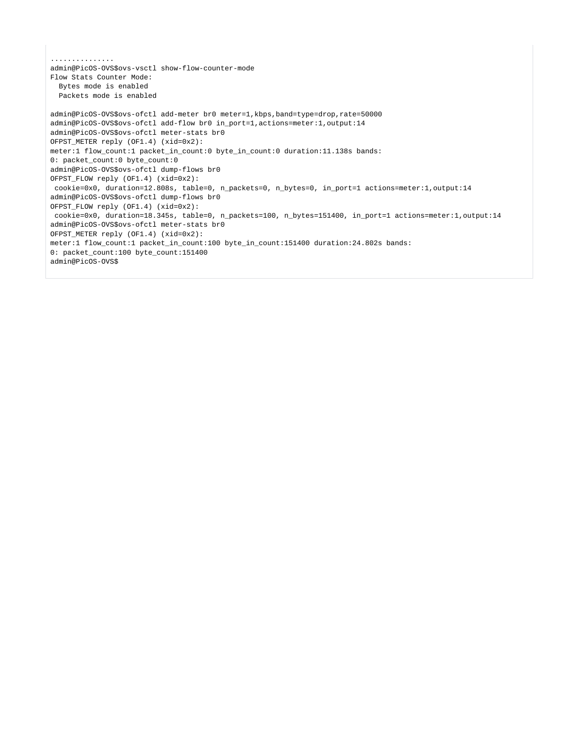```
...............
admin@PicOS-OVS$ovs-vsctl show-flow-counter-mode
Flow Stats Counter Mode:
  Bytes mode is enabled
  Packets mode is enabled

admin@PicOS-OVS$ovs-ofctl add-meter br0 meter=1,kbps,band=type=drop,rate=50000
admin@PicOS-OVS$ovs-ofctl add-flow br0 in_port=1,actions=meter:1,output:14
admin@PicOS-OVS$ovs-ofctl meter-stats br0
OFPST_METER reply (OF1.4) (xid=0x2):
meter:1 flow_count:1 packet_in_count:0 byte_in_count:0 duration:11.138s bands:
0: packet_count:0 byte_count:0
admin@PicOS-OVS$ovs-ofctl dump-flows br0
OFPST_FLOW reply (OF1.4) (xid=0x2):
 cookie=0x0, duration=12.808s, table=0, n_packets=0, n_bytes=0, in_port=1 actions=meter:1,output:14
admin@PicOS-OVS$ovs-ofctl dump-flows br0
OFPST_FLOW reply (OF1.4) (xid=0x2):
 cookie=0x0, duration=18.345s, table=0, n_packets=100, n_bytes=151400, in_port=1 actions=meter:1,output:14
admin@PicOS-OVS$ovs-ofctl meter-stats br0
OFPST_METER reply (OF1.4) (xid=0x2):
meter:1 flow_count:1 packet_in_count:100 byte_in_count:151400 duration:24.802s bands:
0: packet_count:100 byte_count:151400
admin@PicOS-OVS$
```